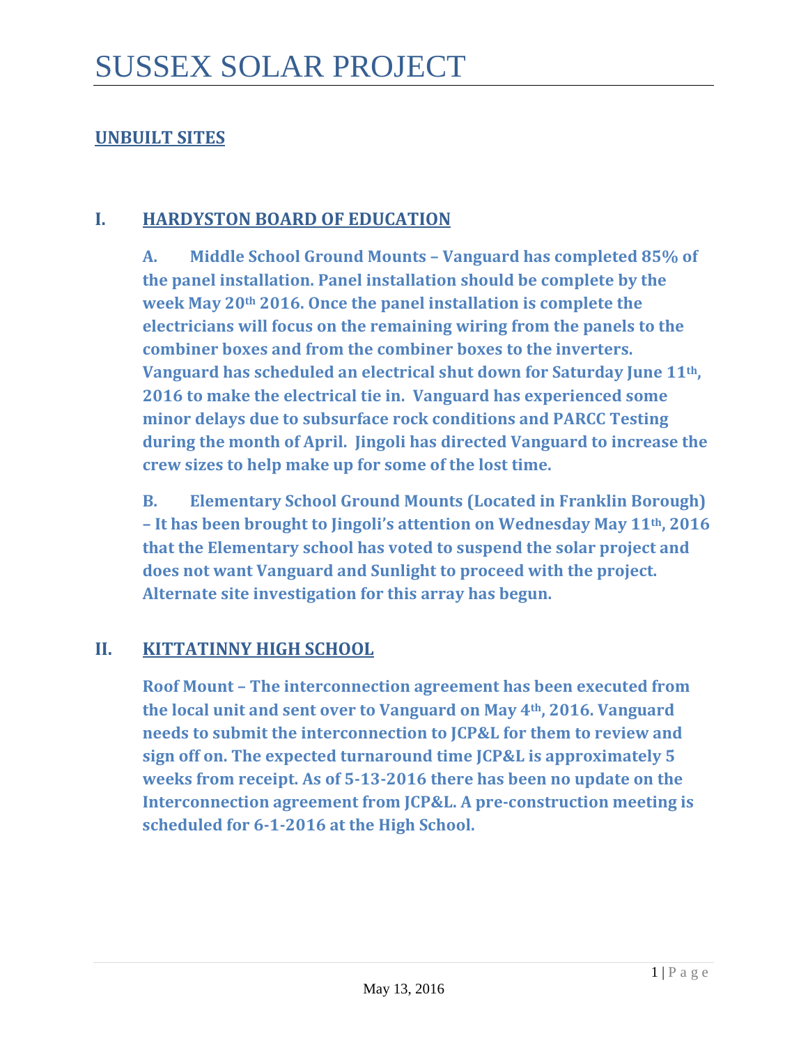# SUSSEX SOLAR PROJECT

## UNBUILT SITES

### I. HARDYSTON BOARD OF EDUCATION

**A. Middle School Ground Mounts – Vanguard has completed 85% of the panel installation. Panel installation should be complete by the week May 20th 2016. Once the panel installation is complete the electricians will focus on the remaining wiring from the panels to the combiner boxes and from the combiner boxes to the inverters. Vanguard has scheduled an electrical shut down for Saturday June 11th, 2016 to make the electrical tie in. Vanguard has experienced some minor delays due to subsurface rock conditions and PARCC Testing during the month of April. Jingoli has directed Vanguard to increase the crew sizes to help make up for some of the lost time.**

**B. Elementary School Ground Mounts (Located in Franklin Borough) – It has been brought to Jingoli's attention on Wednesday May 11th, 2016 that the Elementary school has voted to suspend the solar project and does not want Vanguard and Sunlight to proceed with the project. Alternate site investigation for this array has begun.**

### II. KITTATINNY HIGH SCHOOL

**Roof Mount – The interconnection agreement has been executed from the local unit and sent over to Vanguard on May 4th, 2016. Vanguard needs to submit the interconnection to JCP&L for them to review and sign off on. The expected turnaround time JCP&L is approximately 5 weeks from receipt. As of 5-13-2016 there has been no update on the Interconnection agreement from JCP&L. A pre-construction meeting is scheduled for 6-1-2016 at the High School.**

May 13, 2016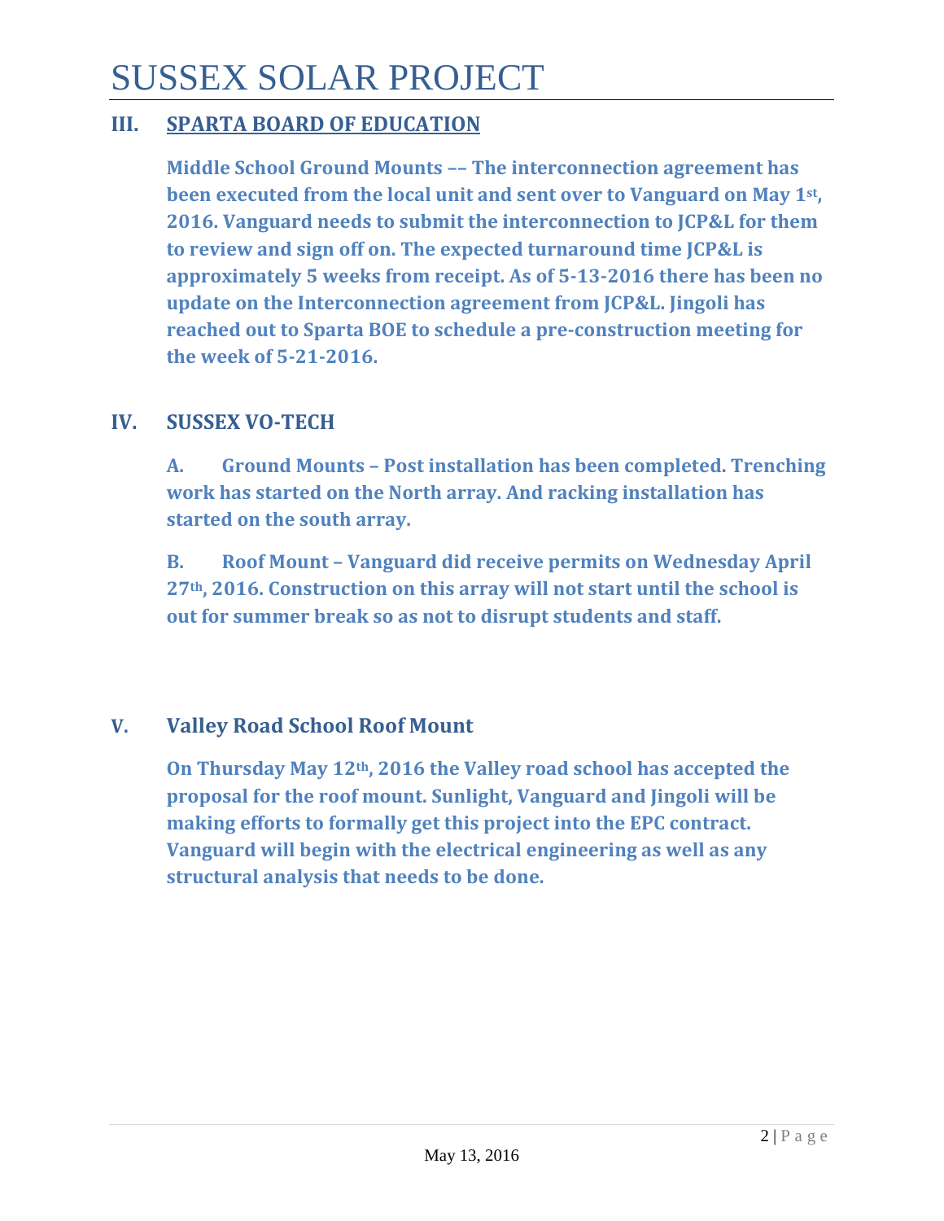# SUSSEX SOLAR PROJECT

## III. SPARTA BOARD OF EDUCATION

**Middle School Ground Mounts –– The interconnection agreement has been executed from the local unit and sent over to Vanguard on May 1st, 2016. Vanguard needs to submit the interconnection to JCP&L for them to review and sign off on. The expected turnaround time JCP&L is approximately 5 weeks from receipt. As of 5-13-2016 there has been no update on the Interconnection agreement from JCP&L. Jingoli has reached out to Sparta BOE to schedule a pre-construction meeting for the week of 5-21-2016.**

## IV. SUSSEX VO-TECH

**A. Ground Mounts – Post installation has been completed. Trenching work has started on the North array. And racking installation has started on the south array.**

**B. Roof Mount – Vanguard did receive permits on Wednesday April 27th, 2016. Construction on this array will not start until the school is out for summer break so as not to disrupt students and staff.**

## V. Valley Road School Roof Mount

**On Thursday May 12th, 2016 the Valley road school has accepted the proposal for the roof mount. Sunlight, Vanguard and Jingoli will be making efforts to formally get this project into the EPC contract. Vanguard will begin with the electrical engineering as well as any structural analysis that needs to be done.**

May 13, 2016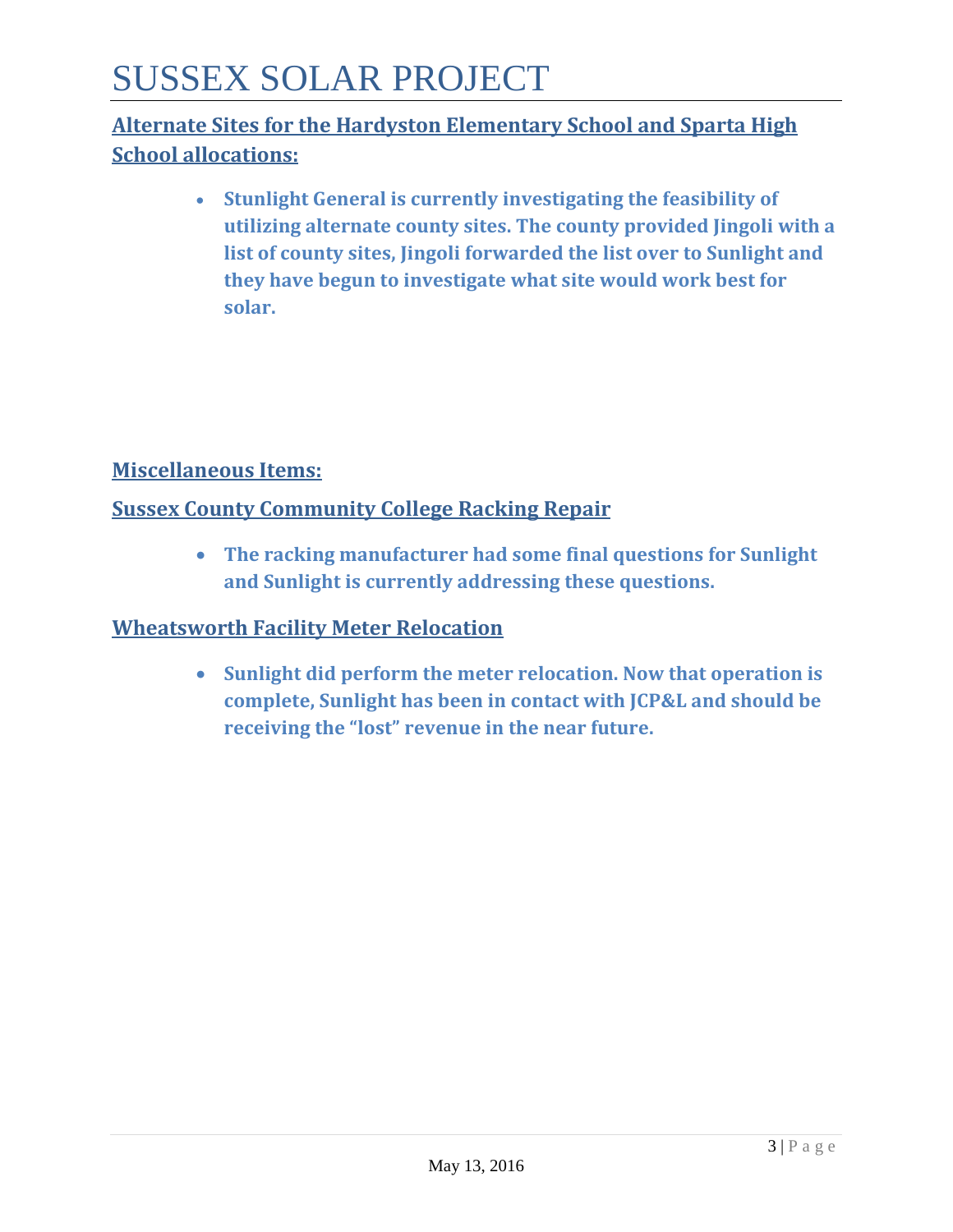# SUSSEX SOLAR PROJECT

## Alternate Sites for the Hardyston Elementary School and Sparta High School allocations:

- **Stunlight General is currently investigating the feasibility of utilizing alternate county sites. The county provided Jingoli with a list of county sites, Jingoli forwarded the list over to Sunlight and they have begun to investigate what site would work best for solar.**

## Miscellaneous Items:

### Sussex County Community College Racking Repair

- **The racking manufacturer had some final questions for Sunlight and Sunlight is currently addressing these questions.**

### Wheatsworth Facility Meter Relocation

- **Sunlight did perform the meter relocation. Now that operation is complete, Sunlight has been in contact with JCP&L and should be receiving the "lost" revenue in the near future.**

May 13, 2016